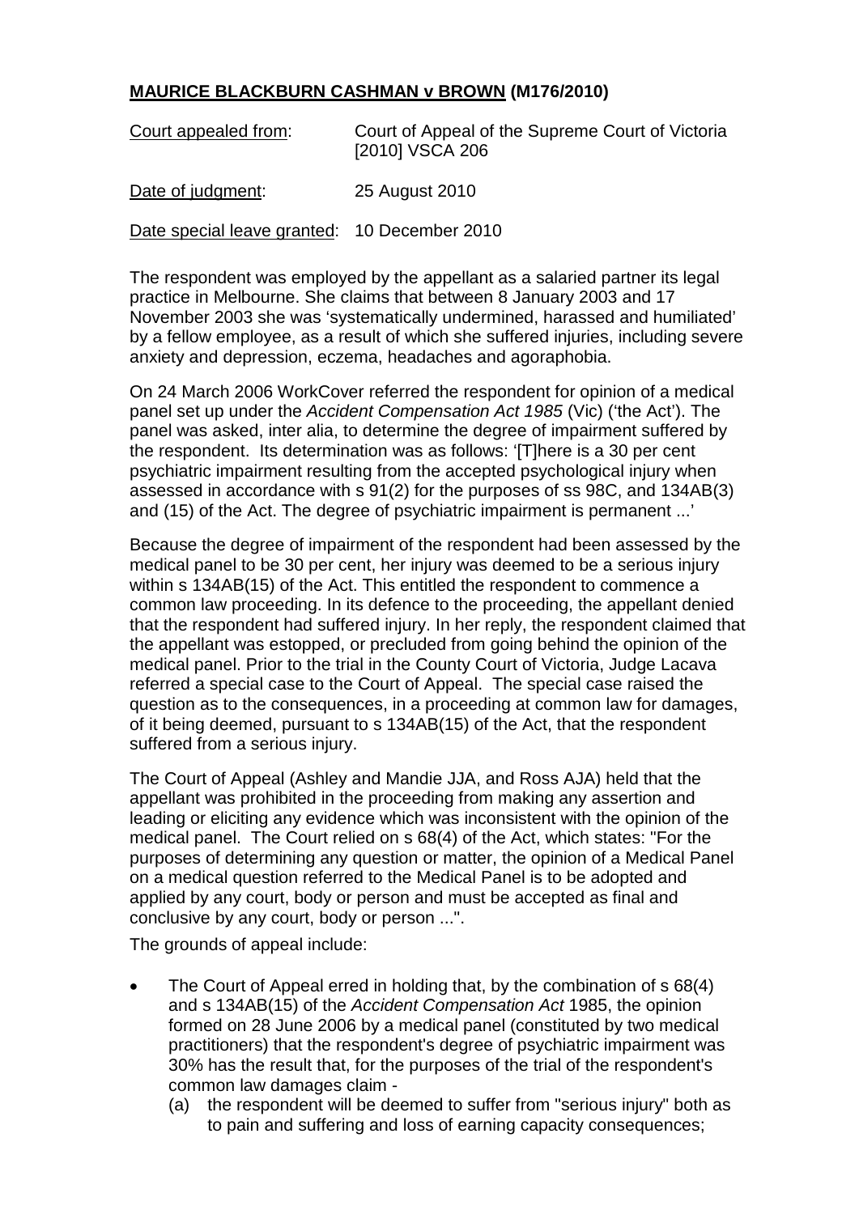**<u>MAURICE BLACKBURN CASHMAN v BROWN</u> (M176/2010)**

| | |
|---|---|
| <u>Court appealed from</u>: | Court of Appeal of the Supreme Court of Victoria [2010] VSCA 206 |
| <u>Date of judgment</u>: | 25 August 2010 |
| <u>Date special leave granted</u>: | 10 December 2010 |

The respondent was employed by the appellant as a salaried partner its legal practice in Melbourne. She claims that between 8 January 2003 and 17 November 2003 she was 'systematically undermined, harassed and humiliated' by a fellow employee, as a result of which she suffered injuries, including severe anxiety and depression, eczema, headaches and agoraphobia.

On 24 March 2006 WorkCover referred the respondent for opinion of a medical panel set up under the *Accident Compensation Act 1985* (Vic) ('the Act'). The panel was asked, inter alia, to determine the degree of impairment suffered by the respondent. Its determination was as follows: '[T]here is a 30 per cent psychiatric impairment resulting from the accepted psychological injury when assessed in accordance with s 91(2) for the purposes of ss 98C, and 134AB(3) and (15) of the Act. The degree of psychiatric impairment is permanent ...'

Because the degree of impairment of the respondent had been assessed by the medical panel to be 30 per cent, her injury was deemed to be a serious injury within s 134AB(15) of the Act. This entitled the respondent to commence a common law proceeding. In its defence to the proceeding, the appellant denied that the respondent had suffered injury. In her reply, the respondent claimed that the appellant was estopped, or precluded from going behind the opinion of the medical panel. Prior to the trial in the County Court of Victoria, Judge Lacava referred a special case to the Court of Appeal. The special case raised the question as to the consequences, in a proceeding at common law for damages, of it being deemed, pursuant to s 134AB(15) of the Act, that the respondent suffered from a serious injury.

The Court of Appeal (Ashley and Mandie JJA, and Ross AJA) held that the appellant was prohibited in the proceeding from making any assertion and leading or eliciting any evidence which was inconsistent with the opinion of the medical panel. The Court relied on s 68(4) of the Act, which states: "For the purposes of determining any question or matter, the opinion of a Medical Panel on a medical question referred to the Medical Panel is to be adopted and applied by any court, body or person and must be accepted as final and conclusive by any court, body or person ...".

The grounds of appeal include:

- The Court of Appeal erred in holding that, by the combination of s 68(4) and s 134AB(15) of the *Accident Compensation Act* 1985, the opinion formed on 28 June 2006 by a medical panel (constituted by two medical practitioners) that the respondent's degree of psychiatric impairment was 30% has the result that, for the purposes of the trial of the respondent's common law damages claim -
  - (a) the respondent will be deemed to suffer from "serious injury" both as to pain and suffering and loss of earning capacity consequences;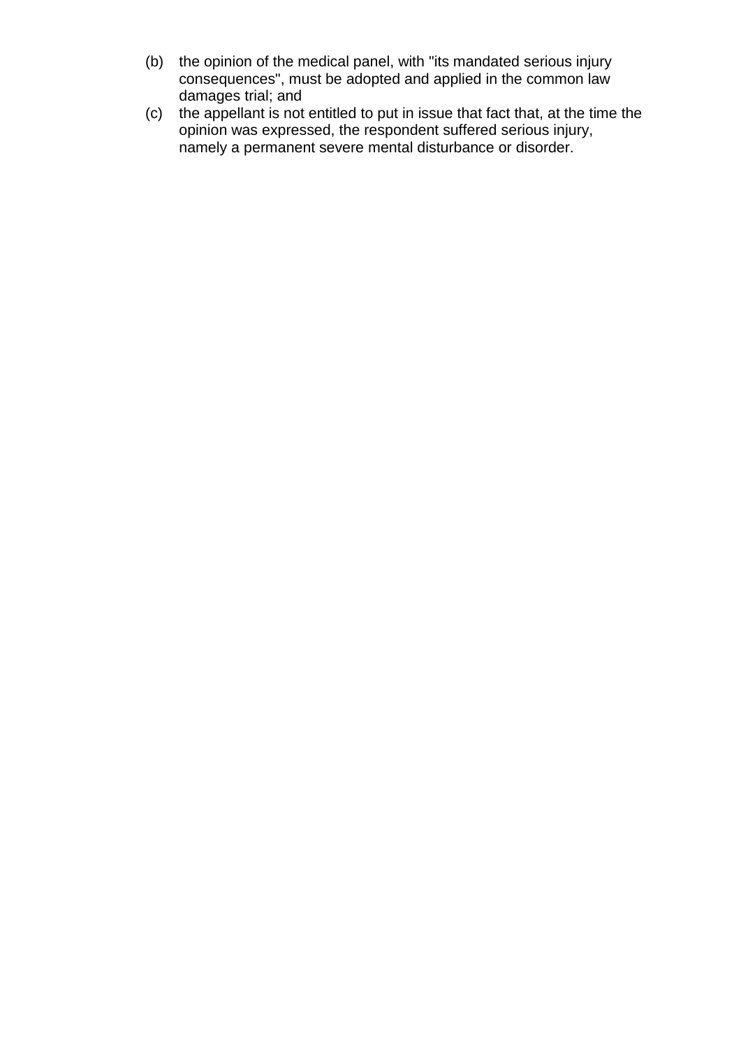(b) the opinion of the medical panel, with "its mandated serious injury consequences", must be adopted and applied in the common law damages trial; and

(c) the appellant is not entitled to put in issue that fact that, at the time the opinion was expressed, the respondent suffered serious injury, namely a permanent severe mental disturbance or disorder.